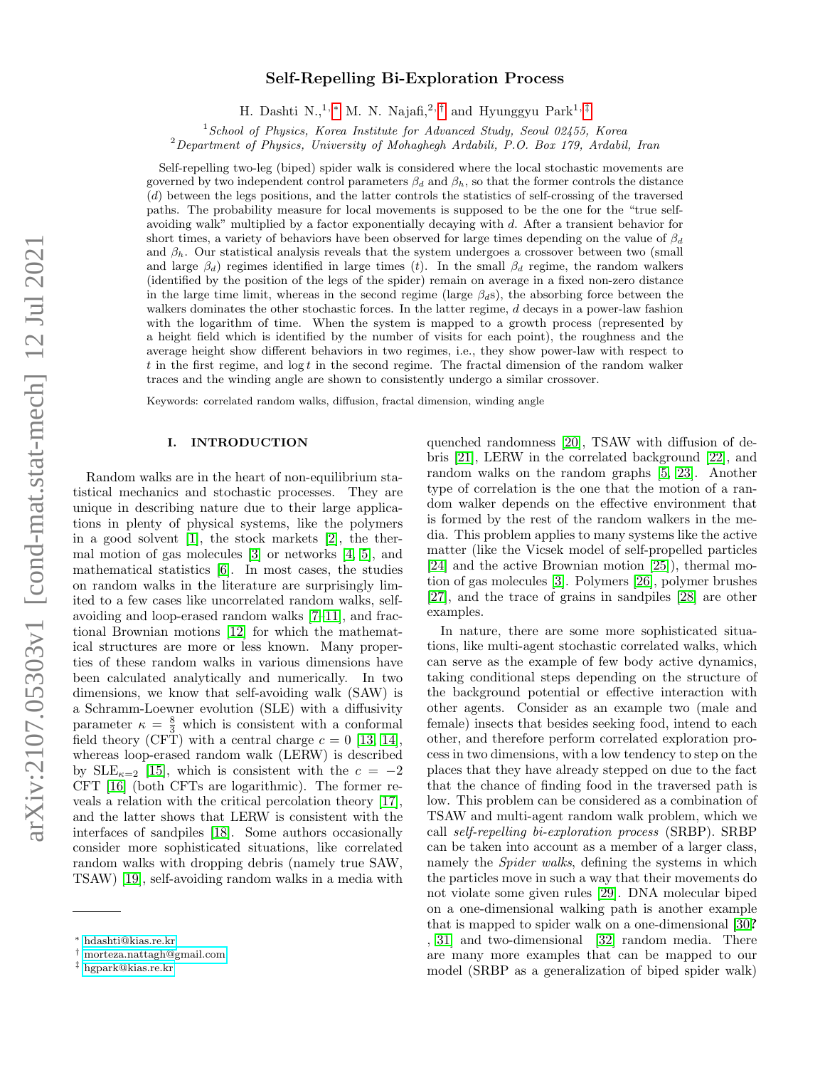# Self-Repelling Bi-Exploration Process

H. Dashti N.,[1,*] M. N. Najafi,[2,†] and Hyunggyu Park[1,‡]

[1] *School of Physics, Korea Institute for Advanced Study, Seoul 02455, Korea*
[2] *Department of Physics, University of Mohaghegh Ardabili, P.O. Box 179, Ardabil, Iran*

Self-repelling two-leg (biped) spider walk is considered where the local stochastic movements are governed by two independent control parameters $\beta_d$ and $\beta_h$, so that the former controls the distance ($d$) between the legs positions, and the latter controls the statistics of self-crossing of the traversed paths. The probability measure for local movements is supposed to be the one for the "true self-avoiding walk" multiplied by a factor exponentially decaying with $d$. After a transient behavior for short times, a variety of behaviors have been observed for large times depending on the value of $\beta_d$ and $\beta_h$. Our statistical analysis reveals that the system undergoes a crossover between two (small and large $\beta_d$) regimes identified in large times ($t$). In the small $\beta_d$ regime, the random walkers (identified by the position of the legs of the spider) remain on average in a fixed non-zero distance in the large time limit, whereas in the second regime (large $\beta_d$s), the absorbing force between the walkers dominates the other stochastic forces. In the latter regime, $d$ decays in a power-law fashion with the logarithm of time. When the system is mapped to a growth process (represented by a height field which is identified by the number of visits for each point), the roughness and the average height show different behaviors in two regimes, i.e., they show power-law with respect to $t$ in the first regime, and $\log t$ in the second regime. The fractal dimension of the random walker traces and the winding angle are shown to consistently undergo a similar crossover.

Keywords: correlated random walks, diffusion, fractal dimension, winding angle

## I. INTRODUCTION

Random walks are in the heart of non-equilibrium statistical mechanics and stochastic processes. They are unique in describing nature due to their large applications in plenty of physical systems, like the polymers in a good solvent [1], the stock markets [2], the thermal motion of gas molecules [3] or networks [4, 5], and mathematical statistics [6]. In most cases, the studies on random walks in the literature are surprisingly limited to a few cases like uncorrelated random walks, self-avoiding and loop-erased random walks [7–11], and fractional Brownian motions [12] for which the mathematical structures are more or less known. Many properties of these random walks in various dimensions have been calculated analytically and numerically. In two dimensions, we know that self-avoiding walk (SAW) is a Schramm-Loewner evolution (SLE) with a diffusivity parameter $\kappa = \frac{8}{3}$ which is consistent with a conformal field theory (CFT) with a central charge $c = 0$ [13, 14], whereas loop-erased random walk (LERW) is described by SLE$_{\kappa=2}$ [15], which is consistent with the $c = -2$ CFT [16] (both CFTs are logarithmic). The former reveals a relation with the critical percolation theory [17], and the latter shows that LERW is consistent with the interfaces of sandpiles [18]. Some authors occasionally consider more sophisticated situations, like correlated random walks with dropping debris (namely true SAW, TSAW) [19], self-avoiding random walks in a media with quenched randomness [20], TSAW with diffusion of debris [21], LERW in the correlated background [22], and random walks on the random graphs [5, 23]. Another type of correlation is the one that the motion of a random walker depends on the effective environment that is formed by the rest of the random walkers in the media. This problem applies to many systems like the active matter (like the Vicsek model of self-propelled particles [24] and the active Brownian motion [25]), thermal motion of gas molecules [3]. Polymers [26], polymer brushes [27], and the trace of grains in sandpiles [28] are other examples.

In nature, there are some more sophisticated situations, like multi-agent stochastic correlated walks, which can serve as the example of few body active dynamics, taking conditional steps depending on the structure of the background potential or effective interaction with other agents. Consider as an example two (male and female) insects that besides seeking food, intend to each other, and therefore perform correlated exploration process in two dimensions, with a low tendency to step on the places that they have already stepped on due to the fact that the chance of finding food in the traversed path is low. This problem can be considered as a combination of TSAW and multi-agent random walk problem, which we call *self-repelling bi-exploration process* (SRBP). SRBP can be taken into account as a member of a larger class, namely the *Spider walks*, defining the systems in which the particles move in such a way that their movements do not violate some given rules [29]. DNA molecular biped on a one-dimensional walking path is another example that is mapped to spider walk on a one-dimensional [30?, 31] and two-dimensional [32] random media. There are many more examples that can be mapped to our model (SRBP as a generalization of biped spider walk)

---

* hdashti@kias.re.kr
† morteza.nattagh@gmail.com
‡ hgpark@kias.re.kr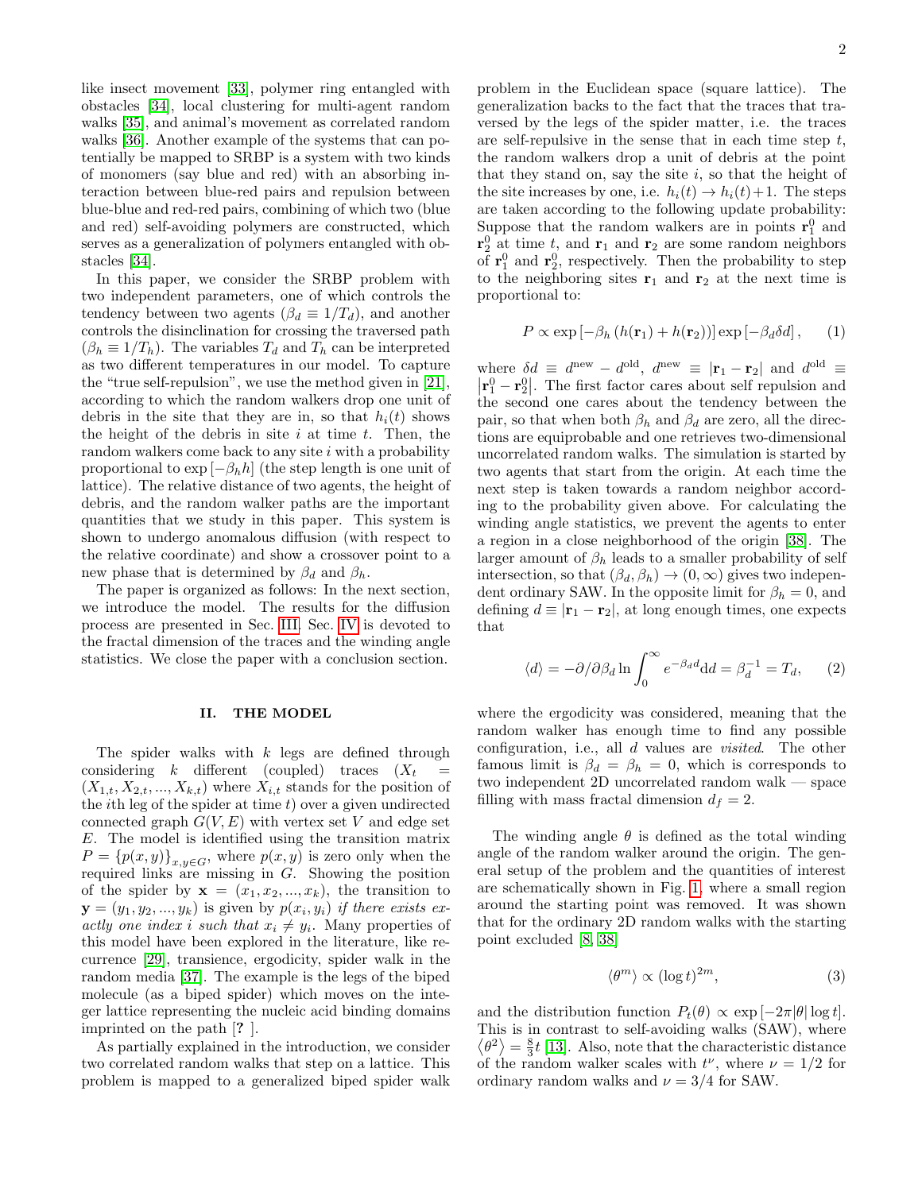like insect movement [33], polymer ring entangled with obstacles [34], local clustering for multi-agent random walks [35], and animal's movement as correlated random walks [36]. Another example of the systems that can potentially be mapped to SRBP is a system with two kinds of monomers (say blue and red) with an absorbing interaction between blue-red pairs and repulsion between blue-blue and red-red pairs, combining of which two (blue and red) self-avoiding polymers are constructed, which serves as a generalization of polymers entangled with obstacles [34].

In this paper, we consider the SRBP problem with two independent parameters, one of which controls the tendency between two agents ($\beta_d \equiv 1/T_d$), and another controls the disinclination for crossing the traversed path ($\beta_h \equiv 1/T_h$). The variables $T_d$ and $T_h$ can be interpreted as two different temperatures in our model. To capture the "true self-repulsion", we use the method given in [21], according to which the random walkers drop one unit of debris in the site that they are in, so that $h_i(t)$ shows the height of the debris in site $i$ at time $t$. Then, the random walkers come back to any site $i$ with a probability proportional to $\exp[-\beta_h h]$ (the step length is one unit of lattice). The relative distance of two agents, the height of debris, and the random walker paths are the important quantities that we study in this paper. This system is shown to undergo anomalous diffusion (with respect to the relative coordinate) and show a crossover point to a new phase that is determined by $\beta_d$ and $\beta_h$.

The paper is organized as follows: In the next section, we introduce the model. The results for the diffusion process are presented in Sec. III. Sec. IV is devoted to the fractal dimension of the traces and the winding angle statistics. We close the paper with a conclusion section.

## II. THE MODEL

The spider walks with $k$ legs are defined through considering $k$ different (coupled) traces ($X_t = (X_{1,t}, X_{2,t}, ..., X_{k,t})$ where $X_{i,t}$ stands for the position of the $i$th leg of the spider at time $t$) over a given undirected connected graph $G(V,E)$ with vertex set $V$ and edge set $E$. The model is identified using the transition matrix $P = \{p(x,y)\}_{x,y\in G}$, where $p(x,y)$ is zero only when the required links are missing in $G$. Showing the position of the spider by $\mathbf{x} = (x_1, x_2, ..., x_k)$, the transition to $\mathbf{y} = (y_1, y_2, ..., y_k)$ is given by $p(x_i, y_i)$ *if there exists exactly one index $i$ such that $x_i \neq y_i$*. Many properties of this model have been explored in the literature, like recurrence [29], transience, ergodicity, spider walk in the random media [37]. The example is the legs of the biped molecule (as a biped spider) which moves on the integer lattice representing the nucleic acid binding domains imprinted on the path [**?** ].

As partially explained in the introduction, we consider two correlated random walks that step on a lattice. This problem is mapped to a generalized biped spider walk problem in the Euclidean space (square lattice). The generalization backs to the fact that the traces that traversed by the legs of the spider matter, i.e. the traces are self-repulsive in the sense that in each time step $t$, the random walkers drop a unit of debris at the point that they stand on, say the site $i$, so that the height of the site increases by one, i.e. $h_i(t) \to h_i(t)+1$. The steps are taken according to the following update probability: Suppose that the random walkers are in points $\mathbf{r}_1^0$ and $\mathbf{r}_2^0$ at time $t$, and $\mathbf{r}_1$ and $\mathbf{r}_2$ are some random neighbors of $\mathbf{r}_1^0$ and $\mathbf{r}_2^0$, respectively. Then the probability to step to the neighboring sites $\mathbf{r}_1$ and $\mathbf{r}_2$ at the next time is proportional to:

$$P \propto \exp\left[-\beta_h \left(h(\mathbf{r}_1) + h(\mathbf{r}_2)\right)\right] \exp\left[-\beta_d \delta d\right], \quad (1)$$

where $\delta d \equiv d^{\text{new}} - d^{\text{old}}$, $d^{\text{new}} \equiv |\mathbf{r}_1 - \mathbf{r}_2|$ and $d^{\text{old}} \equiv |\mathbf{r}_1^0 - \mathbf{r}_2^0|$. The first factor cares about self repulsion and the second one cares about the tendency between the pair, so that when both $\beta_h$ and $\beta_d$ are zero, all the directions are equiprobable and one retrieves two-dimensional uncorrelated random walks. The simulation is started by two agents that start from the origin. At each time the next step is taken towards a random neighbor according to the probability given above. For calculating the winding angle statistics, we prevent the agents to enter a region in a close neighborhood of the origin [38]. The larger amount of $\beta_h$ leads to a smaller probability of self intersection, so that $(\beta_d, \beta_h) \to (0, \infty)$ gives two independent ordinary SAW. In the opposite limit for $\beta_h = 0$, and defining $d \equiv |\mathbf{r}_1 - \mathbf{r}_2|$, at long enough times, one expects that

$$\langle d \rangle = -\partial/\partial\beta_d \ln \int_0^\infty e^{-\beta_d d} \mathrm{d}d = \beta_d^{-1} = T_d, \quad (2)$$

where the ergodicity was considered, meaning that the random walker has enough time to find any possible configuration, i.e., all $d$ values are *visited*. The other famous limit is $\beta_d = \beta_h = 0$, which is corresponds to two independent 2D uncorrelated random walk — space filling with mass fractal dimension $d_f = 2$.

The winding angle $\theta$ is defined as the total winding angle of the random walker around the origin. The general setup of the problem and the quantities of interest are schematically shown in Fig. 1, where a small region around the starting point was removed. It was shown that for the ordinary 2D random walks with the starting point excluded [8, 38]

$$\langle \theta^m \rangle \propto (\log t)^{2m}, \quad (3)$$

and the distribution function $P_t(\theta) \propto \exp[-2\pi|\theta| \log t]$. This is in contrast to self-avoiding walks (SAW), where $\langle \theta^2 \rangle = \frac{8}{3} t$ [13]. Also, note that the characteristic distance of the random walker scales with $t^\nu$, where $\nu = 1/2$ for ordinary random walks and $\nu = 3/4$ for SAW.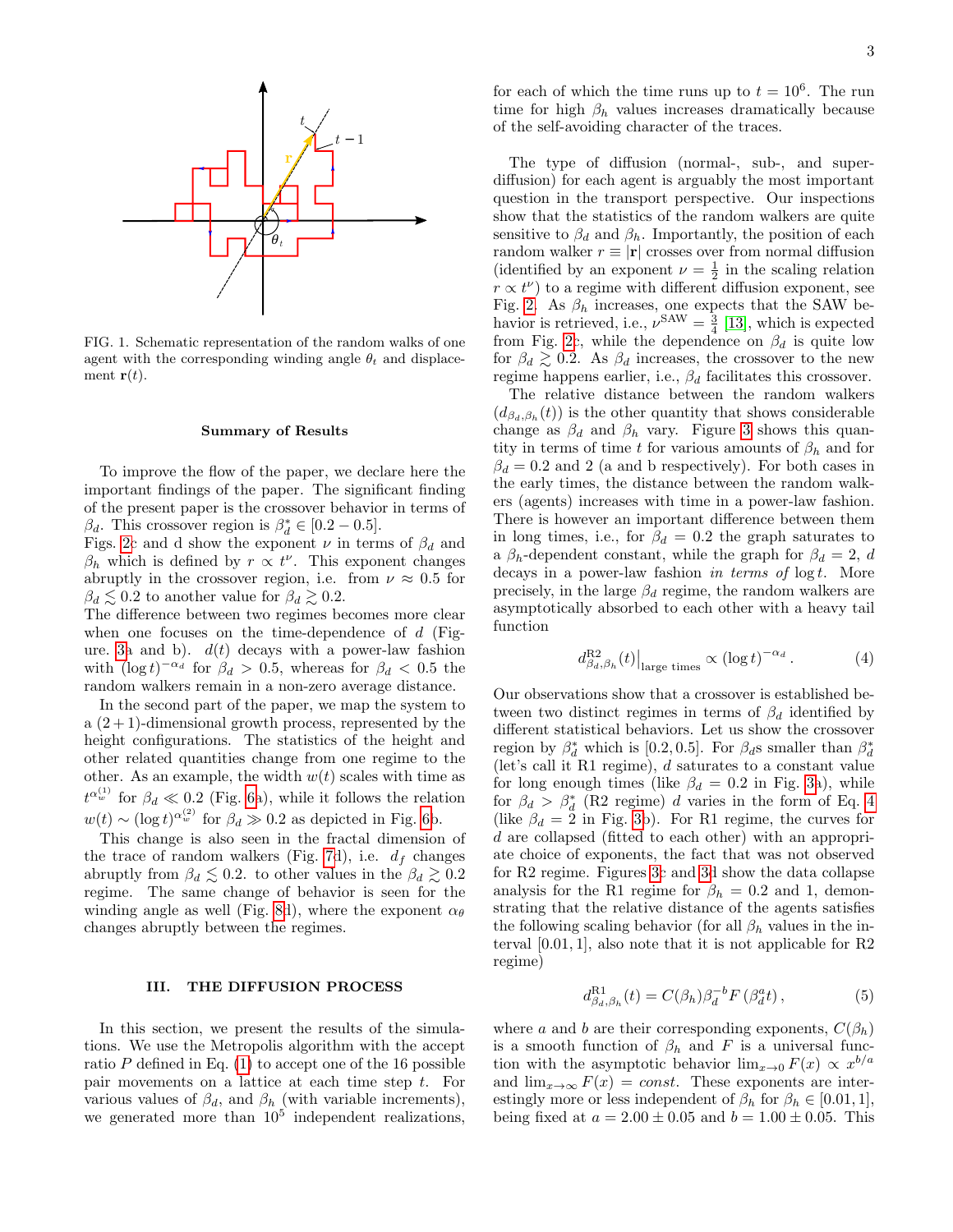FIG. 1. Schematic representation of the random walks of one agent with the corresponding winding angle $\theta_t$ and displacement $\mathbf{r}(t)$.

### Summary of Results

To improve the flow of the paper, we declare here the important findings of the paper. The significant finding of the present paper is the crossover behavior in terms of $\beta_d$. This crossover region is $\beta_d^* \in [0.2 - 0.5]$.

Figs. 2c and d show the exponent $\nu$ in terms of $\beta_d$ and $\beta_h$ which is defined by $r \propto t^\nu$. This exponent changes abruptly in the crossover region, i.e. from $\nu \approx 0.5$ for $\beta_d \lesssim 0.2$ to another value for $\beta_d \gtrsim 0.2$.

The difference between two regimes becomes more clear when one focuses on the time-dependence of $d$ (Figure. 3a and b). $d(t)$ decays with a power-law fashion with $(\log t)^{-\alpha_d}$ for $\beta_d > 0.5$, whereas for $\beta_d < 0.5$ the random walkers remain in a non-zero average distance.

In the second part of the paper, we map the system to a $(2+1)$-dimensional growth process, represented by the height configurations. The statistics of the height and other related quantities change from one regime to the other. As an example, the width $w(t)$ scales with time as $t^{\alpha_w^{(1)}}$ for $\beta_d \ll 0.2$ (Fig. 6a), while it follows the relation $w(t) \sim (\log t)^{\alpha_w^{(2)}}$ for $\beta_d \gg 0.2$ as depicted in Fig. 6b.

This change is also seen in the fractal dimension of the trace of random walkers (Fig. 7d), i.e. $d_f$ changes abruptly from $\beta_d \lesssim 0.2$. to other values in the $\beta_d \gtrsim 0.2$ regime. The same change of behavior is seen for the winding angle as well (Fig. 8d), where the exponent $\alpha_\theta$ changes abruptly between the regimes.

## III. THE DIFFUSION PROCESS

In this section, we present the results of the simulations. We use the Metropolis algorithm with the accept ratio $P$ defined in Eq. (1) to accept one of the 16 possible pair movements on a lattice at each time step $t$. For various values of $\beta_d$, and $\beta_h$ (with variable increments), we generated more than $10^5$ independent realizations, for each of which the time runs up to $t = 10^6$. The run time for high $\beta_h$ values increases dramatically because of the self-avoiding character of the traces.

The type of diffusion (normal-, sub-, and super-diffusion) for each agent is arguably the most important question in the transport perspective. Our inspections show that the statistics of the random walkers are quite sensitive to $\beta_d$ and $\beta_h$. Importantly, the position of each random walker $r \equiv |\mathbf{r}|$ crosses over from normal diffusion (identified by an exponent $\nu = \frac{1}{2}$ in the scaling relation $r \propto t^\nu$) to a regime with different diffusion exponent, see Fig. 2. As $\beta_h$ increases, one expects that the SAW behavior is retrieved, i.e., $\nu^{\text{SAW}} = \frac{3}{4}$ [13], which is expected from Fig. 2c, while the dependence on $\beta_d$ is quite low for $\beta_d \gtrsim 0.2$. As $\beta_d$ increases, the crossover to the new regime happens earlier, i.e., $\beta_d$ facilitates this crossover.

The relative distance between the random walkers ($d_{\beta_d,\beta_h}(t)$) is the other quantity that shows considerable change as $\beta_d$ and $\beta_h$ vary. Figure 3 shows this quantity in terms of time $t$ for various amounts of $\beta_h$ and for $\beta_d = 0.2$ and 2 (a and b respectively). For both cases in the early times, the distance between the random walkers (agents) increases with time in a power-law fashion. There is however an important difference between them in long times, i.e., for $\beta_d = 0.2$ the graph saturates to a $\beta_h$-dependent constant, while the graph for $\beta_d = 2$, $d$ decays in a power-law fashion *in terms of* $\log t$. More precisely, in the large $\beta_d$ regime, the random walkers are asymptotically absorbed to each other with a heavy tail function

$$d^{\text{R2}}_{\beta_d,\beta_h}(t)\big|_{\text{large times}} \propto (\log t)^{-\alpha_d}. \tag{4}$$

Our observations show that a crossover is established between two distinct regimes in terms of $\beta_d$ identified by different statistical behaviors. Let us show the crossover region by $\beta_d^*$ which is $[0.2, 0.5]$. For $\beta_d$s smaller than $\beta_d^*$ (let's call it R1 regime), $d$ saturates to a constant value for long enough times (like $\beta_d = 0.2$ in Fig. 3a), while for $\beta_d > \beta_d^*$ (R2 regime) $d$ varies in the form of Eq. 4 (like $\beta_d = 2$ in Fig. 3b). For R1 regime, the curves for $d$ are collapsed (fitted to each other) with an appropriate choice of exponents, the fact that was not observed for R2 regime. Figures 3c and 3d show the data collapse analysis for the R1 regime for $\beta_h = 0.2$ and 1, demonstrating that the relative distance of the agents satisfies the following scaling behavior (for all $\beta_h$ values in the interval $[0.01, 1]$, also note that it is not applicable for R2 regime)

$$d^{\text{R1}}_{\beta_d,\beta_h}(t) = C(\beta_h)\beta_d^{-b} F\left(\beta_d^a t\right), \tag{5}$$

where $a$ and $b$ are their corresponding exponents, $C(\beta_h)$ is a smooth function of $\beta_h$ and $F$ is a universal function with the asymptotic behavior $\lim_{x\to 0} F(x) \propto x^{b/a}$ and $\lim_{x\to\infty} F(x) = const$. These exponents are interestingly more or less independent of $\beta_h$ for $\beta_h \in [0.01, 1]$, being fixed at $a = 2.00 \pm 0.05$ and $b = 1.00 \pm 0.05$. This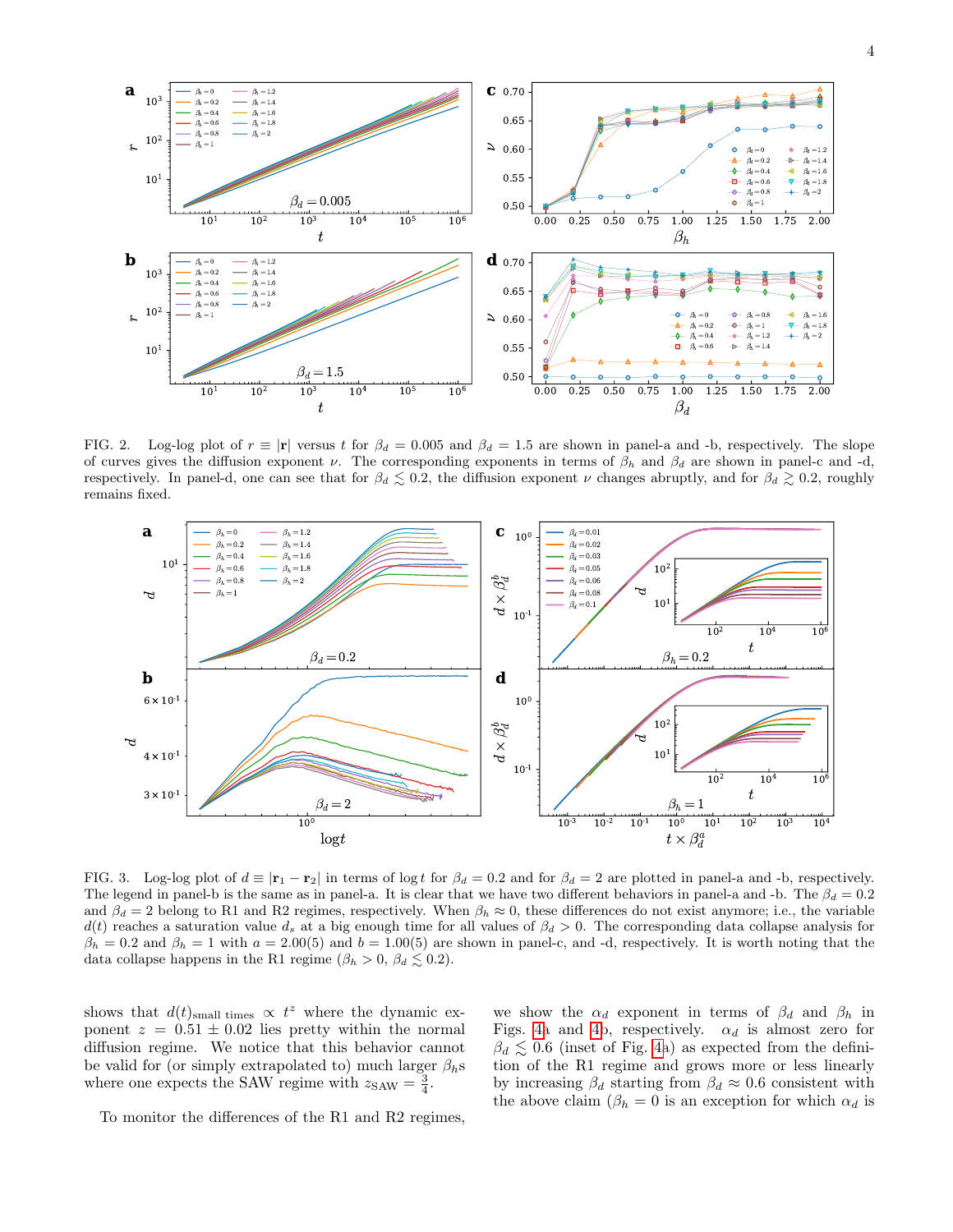FIG. 2. Log-log plot of $r \equiv |\mathbf{r}|$ versus $t$ for $\beta_d = 0.005$ and $\beta_d = 1.5$ are shown in panel-a and -b, respectively. The slope of curves gives the diffusion exponent $\nu$. The corresponding exponents in terms of $\beta_h$ and $\beta_d$ are shown in panel-c and -d, respectively. In panel-d, one can see that for $\beta_d \lesssim 0.2$, the diffusion exponent $\nu$ changes abruptly, and for $\beta_d \gtrsim 0.2$, roughly remains fixed.

FIG. 3. Log-log plot of $d \equiv |\mathbf{r}_1 - \mathbf{r}_2|$ in terms of $\log t$ for $\beta_d = 0.2$ and for $\beta_d = 2$ are plotted in panel-a and -b, respectively. The legend in panel-b is the same as in panel-a. It is clear that we have two different behaviors in panel-a and -b. The $\beta_d = 0.2$ and $\beta_d = 2$ belong to R1 and R2 regimes, respectively. When $\beta_h \approx 0$, these differences do not exist anymore; i.e., the variable $d(t)$ reaches a saturation value $d_s$ at a big enough time for all values of $\beta_d > 0$. The corresponding data collapse analysis for $\beta_h = 0.2$ and $\beta_h = 1$ with $a = 2.00(5)$ and $b = 1.00(5)$ are shown in panel-c, and -d, respectively. It is worth noting that the data collapse happens in the R1 regime ($\beta_h > 0$, $\beta_d \lesssim 0.2$).

shows that $d(t)_{\text{small times}} \propto t^z$ where the dynamic exponent $z = 0.51 \pm 0.02$ lies pretty within the normal diffusion regime. We notice that this behavior cannot be valid for (or simply extrapolated to) much larger $\beta_h$s where one expects the SAW regime with $z_{\text{SAW}} = \frac{3}{4}$.

To monitor the differences of the R1 and R2 regimes, we show the $\alpha_d$ exponent in terms of $\beta_d$ and $\beta_h$ in Figs. 4a and 4b, respectively. $\alpha_d$ is almost zero for $\beta_d \lesssim 0.6$ (inset of Fig. 4a) as expected from the definition of the R1 regime and grows more or less linearly by increasing $\beta_d$ starting from $\beta_d \approx 0.6$ consistent with the above claim ($\beta_h = 0$ is an exception for which $\alpha_d$ is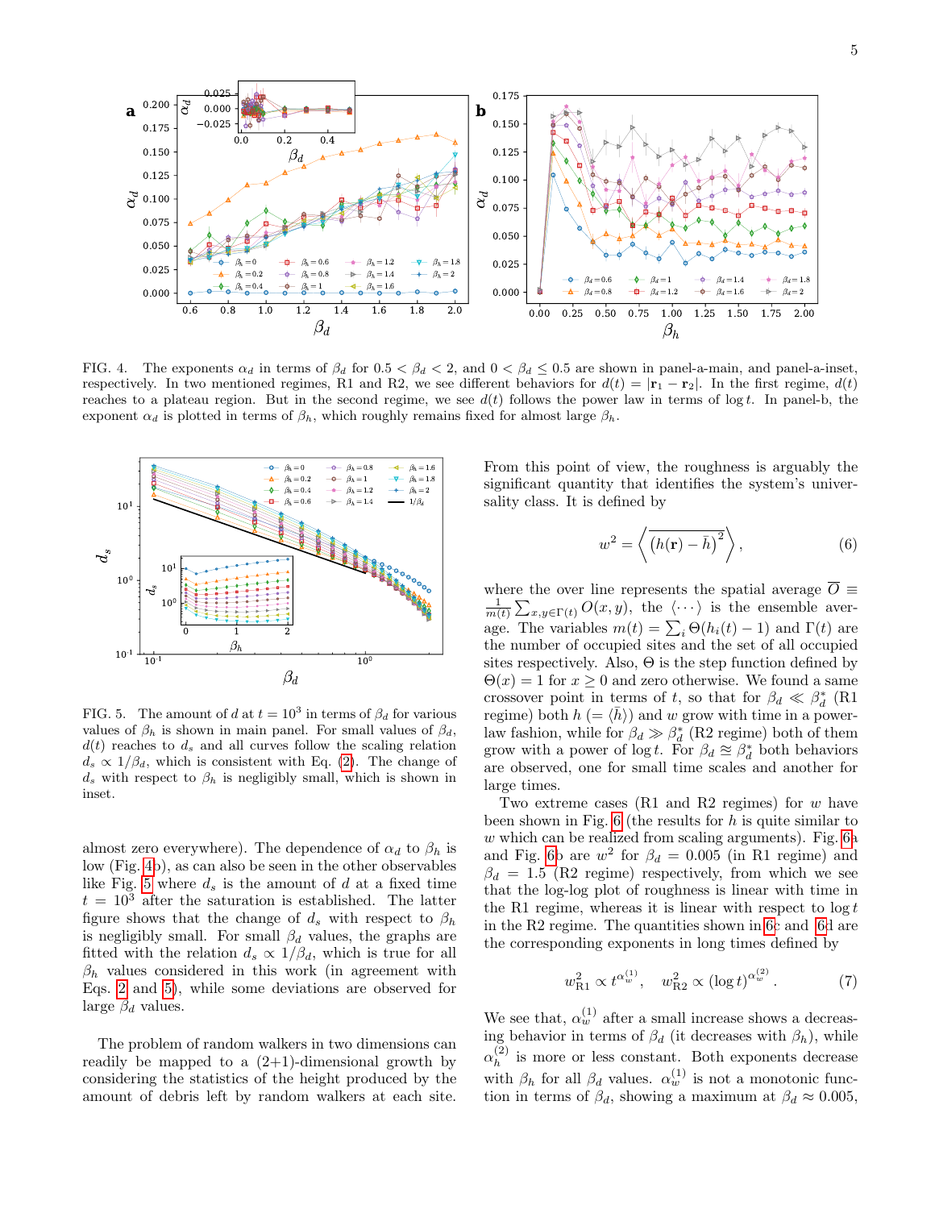FIG. 4. The exponents $\alpha_d$ in terms of $\beta_d$ for $0.5 < \beta_d < 2$, and $0 < \beta_d \leq 0.5$ are shown in panel-a-main, and panel-a-inset, respectively. In two mentioned regimes, R1 and R2, we see different behaviors for $d(t) = |\mathbf{r}_1 - \mathbf{r}_2|$. In the first regime, $d(t)$ reaches to a plateau region. But in the second regime, we see $d(t)$ follows the power law in terms of $\log t$. In panel-b, the exponent $\alpha_d$ is plotted in terms of $\beta_h$, which roughly remains fixed for almost large $\beta_h$.

FIG. 5. The amount of $d$ at $t = 10^3$ in terms of $\beta_d$ for various values of $\beta_h$ is shown in main panel. For small values of $\beta_d$, $d(t)$ reaches to $d_s$ and all curves follow the scaling relation $d_s \propto 1/\beta_d$, which is consistent with Eq. (2). The change of $d_s$ with respect to $\beta_h$ is negligibly small, which is shown in inset.

almost zero everywhere). The dependence of $\alpha_d$ to $\beta_h$ is low (Fig. 4b), as can also be seen in the other observables like Fig. 5 where $d_s$ is the amount of $d$ at a fixed time $t = 10^3$ after the saturation is established. The latter figure shows that the change of $d_s$ with respect to $\beta_h$ is negligibly small. For small $\beta_d$ values, the graphs are fitted with the relation $d_s \propto 1/\beta_d$, which is true for all $\beta_h$ values considered in this work (in agreement with Eqs. 2 and 5), while some deviations are observed for large $\beta_d$ values.

The problem of random walkers in two dimensions can readily be mapped to a (2+1)-dimensional growth by considering the statistics of the height produced by the amount of debris left by random walkers at each site. From this point of view, the roughness is arguably the significant quantity that identifies the system's universality class. It is defined by

$$w^2 = \left\langle \overline{\left(h(\mathbf{r}) - \bar{h}\right)^2} \right\rangle, \tag{6}$$

where the over line represents the spatial average $\overline{O} \equiv \frac{1}{m(t)} \sum_{x,y \in \Gamma(t)} O(x,y)$, the $\langle \cdots \rangle$ is the ensemble average. The variables $m(t) = \sum_i \Theta(h_i(t) - 1)$ and $\Gamma(t)$ are the number of occupied sites and the set of all occupied sites respectively. Also, $\Theta$ is the step function defined by $\Theta(x) = 1$ for $x \geq 0$ and zero otherwise. We found a same crossover point in terms of $t$, so that for $\beta_d \ll \beta_d^*$ (R1 regime) both $h$ $(= \langle \bar{h} \rangle)$ and $w$ grow with time in a power-law fashion, while for $\beta_d \gg \beta_d^*$ (R2 regime) both of them grow with a power of $\log t$. For $\beta_d \approxeq \beta_d^*$ both behaviors are observed, one for small time scales and another for large times.

Two extreme cases (R1 and R2 regimes) for $w$ have been shown in Fig. 6 (the results for $h$ is quite similar to $w$ which can be realized from scaling arguments). Fig. 6a and Fig. 6b are $w^2$ for $\beta_d = 0.005$ (in R1 regime) and $\beta_d = 1.5$ (R2 regime) respectively, from which we see that the log-log plot of roughness is linear with time in the R1 regime, whereas it is linear with respect to $\log t$ in the R2 regime. The quantities shown in 6c and 6d are the corresponding exponents in long times defined by

$$w_{\text{R1}}^2 \propto t^{\alpha_w^{(1)}}, \quad w_{\text{R2}}^2 \propto (\log t)^{\alpha_w^{(2)}}. \tag{7}$$

We see that, $\alpha_w^{(1)}$ after a small increase shows a decreasing behavior in terms of $\beta_d$ (it decreases with $\beta_h$), while $\alpha_h^{(2)}$ is more or less constant. Both exponents decrease with $\beta_h$ for all $\beta_d$ values. $\alpha_w^{(1)}$ is not a monotonic function in terms of $\beta_d$, showing a maximum at $\beta_d \approx 0.005$,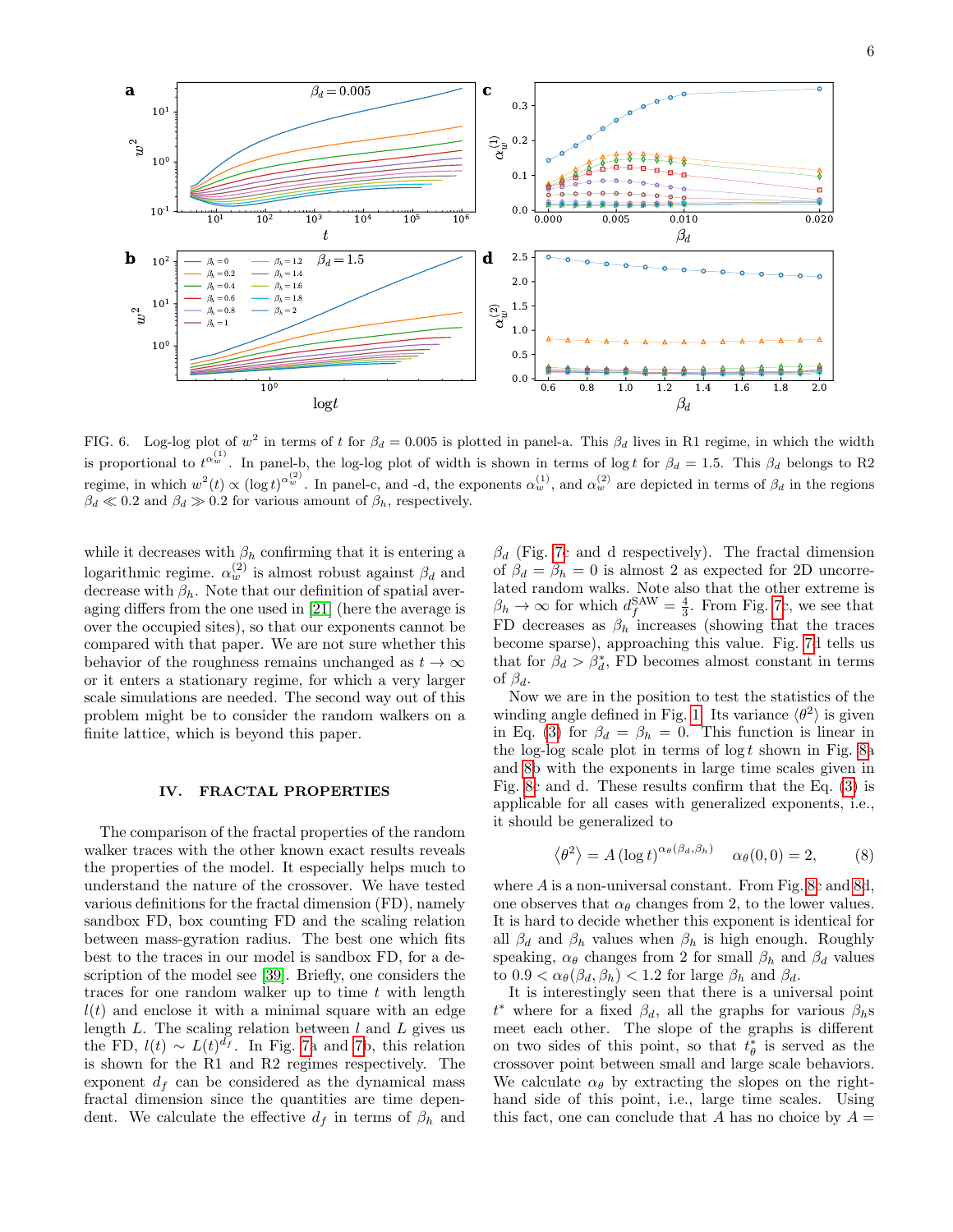FIG. 6. Log-log plot of $w^2$ in terms of $t$ for $\beta_d = 0.005$ is plotted in panel-a. This $\beta_d$ lives in R1 regime, in which the width is proportional to $t^{\alpha_w^{(1)}}$. In panel-b, the log-log plot of width is shown in terms of $\log t$ for $\beta_d = 1.5$. This $\beta_d$ belongs to R2 regime, in which $w^2(t) \propto (\log t)^{\alpha_w^{(2)}}$. In panel-c, and -d, the exponents $\alpha_w^{(1)}$, and $\alpha_w^{(2)}$ are depicted in terms of $\beta_d$ in the regions $\beta_d \ll 0.2$ and $\beta_d \gg 0.2$ for various amount of $\beta_h$, respectively.

while it decreases with $\beta_h$ confirming that it is entering a logarithmic regime. $\alpha_w^{(2)}$ is almost robust against $\beta_d$ and decrease with $\beta_h$. Note that our definition of spatial averaging differs from the one used in [21] (here the average is over the occupied sites), so that our exponents cannot be compared with that paper. We are not sure whether this behavior of the roughness remains unchanged as $t \to \infty$ or it enters a stationary regime, for which a very larger scale simulations are needed. The second way out of this problem might be to consider the random walkers on a finite lattice, which is beyond this paper.

## IV. FRACTAL PROPERTIES

The comparison of the fractal properties of the random walker traces with the other known exact results reveals the properties of the model. It especially helps much to understand the nature of the crossover. We have tested various definitions for the fractal dimension (FD), namely sandbox FD, box counting FD and the scaling relation between mass-gyration radius. The best one which fits best to the traces in our model is sandbox FD, for a description of the model see [39]. Briefly, one considers the traces for one random walker up to time $t$ with length $l(t)$ and enclose it with a minimal square with an edge length $L$. The scaling relation between $l$ and $L$ gives us the FD, $l(t) \sim L(t)^{d_f}$. In Fig. 7a and 7b, this relation is shown for the R1 and R2 regimes respectively. The exponent $d_f$ can be considered as the dynamical mass fractal dimension since the quantities are time dependent. We calculate the effective $d_f$ in terms of $\beta_h$ and $\beta_d$ (Fig. 7c and d respectively). The fractal dimension of $\beta_d = \beta_h = 0$ is almost 2 as expected for 2D uncorrelated random walks. Note also that the other extreme is $\beta_h \to \infty$ for which $d_f^{\text{SAW}} = \frac{4}{3}$. From Fig. 7c, we see that FD decreases as $\beta_h$ increases (showing that the traces become sparse), approaching this value. Fig. 7d tells us that for $\beta_d > \beta_d^*$, FD becomes almost constant in terms of $\beta_d$.

Now we are in the position to test the statistics of the winding angle defined in Fig. 1. Its variance $\langle\theta^2\rangle$ is given in Eq. (3) for $\beta_d = \beta_h = 0$. This function is linear in the log-log scale plot in terms of $\log t$ shown in Fig. 8a and 8b with the exponents in large time scales given in Fig. 8c and d. These results confirm that the Eq. (3) is applicable for all cases with generalized exponents, i.e., it should be generalized to

$$\langle\theta^2\rangle = A\left(\log t\right)^{\alpha_\theta(\beta_d,\beta_h)} \quad \alpha_\theta(0,0) = 2, \tag{8}$$

where $A$ is a non-universal constant. From Fig. 8c and 8d, one observes that $\alpha_\theta$ changes from 2, to the lower values. It is hard to decide whether this exponent is identical for all $\beta_d$ and $\beta_h$ values when $\beta_h$ is high enough. Roughly speaking, $\alpha_\theta$ changes from 2 for small $\beta_h$ and $\beta_d$ values to $0.9 < \alpha_\theta(\beta_d, \beta_h) < 1.2$ for large $\beta_h$ and $\beta_d$.

It is interestingly seen that there is a universal point $t^*$ where for a fixed $\beta_d$, all the graphs for various $\beta_h$s meet each other. The slope of the graphs is different on two sides of this point, so that $t^*_\theta$ is served as the crossover point between small and large scale behaviors. We calculate $\alpha_\theta$ by extracting the slopes on the right-hand side of this point, i.e., large time scales. Using this fact, one can conclude that $A$ has no choice by $A =$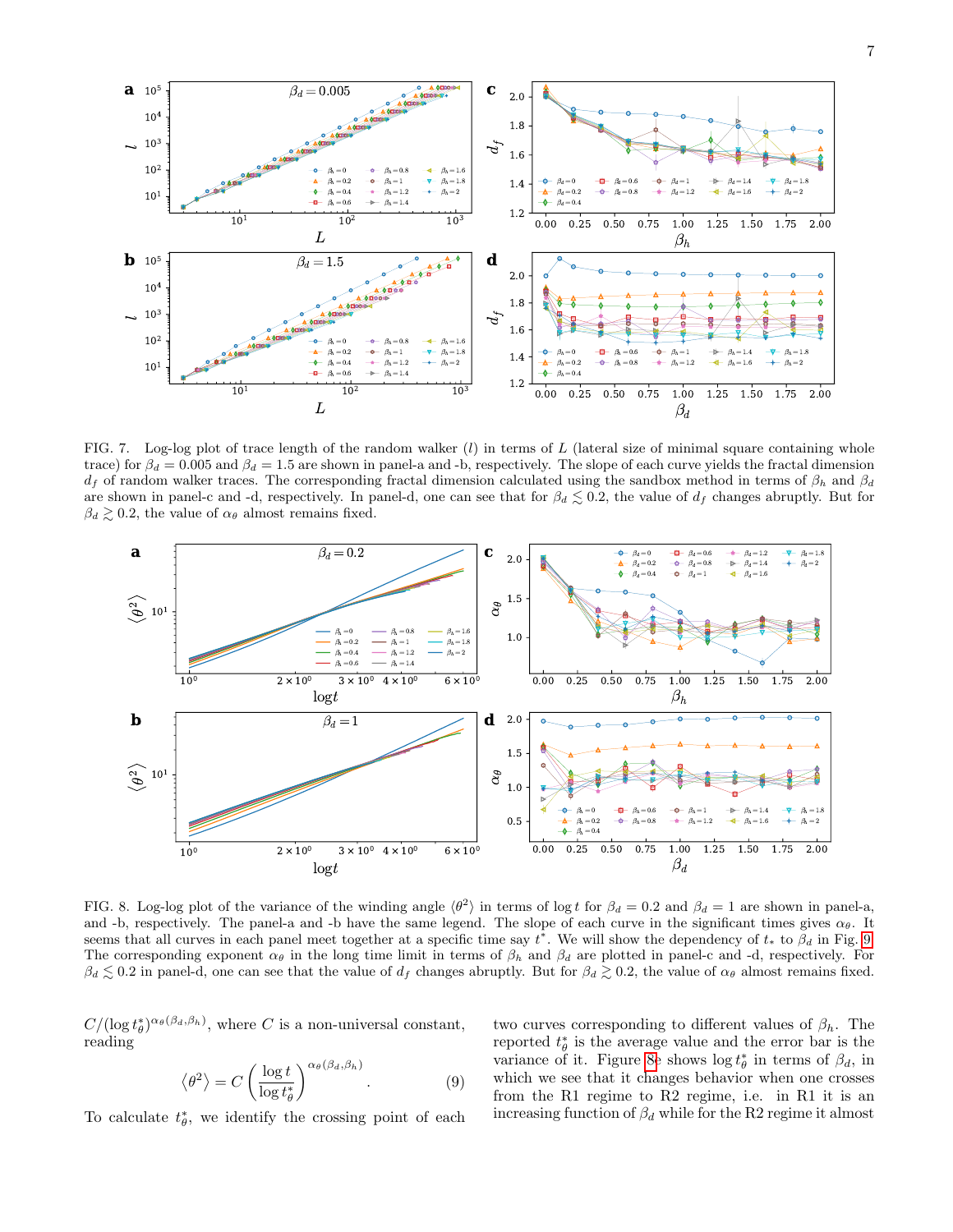FIG. 7. Log-log plot of trace length of the random walker ($l$) in terms of $L$ (lateral size of minimal square containing whole trace) for $\beta_d = 0.005$ and $\beta_d = 1.5$ are shown in panel-a and -b, respectively. The slope of each curve yields the fractal dimension $d_f$ of random walker traces. The corresponding fractal dimension calculated using the sandbox method in terms of $\beta_h$ and $\beta_d$ are shown in panel-c and -d, respectively. In panel-d, one can see that for $\beta_d \lesssim 0.2$, the value of $d_f$ changes abruptly. But for $\beta_d \gtrsim 0.2$, the value of $\alpha_\theta$ almost remains fixed.

FIG. 8. Log-log plot of the variance of the winding angle $\langle\theta^2\rangle$ in terms of $\log t$ for $\beta_d = 0.2$ and $\beta_d = 1$ are shown in panel-a, and -b, respectively. The panel-a and -b have the same legend. The slope of each curve in the significant time gives $\alpha_\theta$. It seems that all curves in each panel meet together at a specific time say $t^*$. We will show the dependency of $t_*$ to $\beta_d$ in Fig. 9. The corresponding exponent $\alpha_\theta$ in the long time limit in terms of $\beta_h$ and $\beta_d$ are plotted in panel-c and -d, respectively. For $\beta_d \lesssim 0.2$ in panel-d, one can see that the value of $d_f$ changes abruptly. But for $\beta_d \gtrsim 0.2$, the value of $\alpha_\theta$ almost remains fixed.

$C/(\log t^*_\theta)^{\alpha_\theta(\beta_d,\beta_h)}$, where $C$ is a non-universal constant, reading

$$\langle\theta^2\rangle = C\left(\frac{\log t}{\log t^*_\theta}\right)^{\alpha_\theta(\beta_d,\beta_h)}. \quad (9)$$

To calculate $t^*_\theta$, we identify the crossing point of each two curves corresponding to different values of $\beta_h$. The reported $t^*_\theta$ is the average value and the error bar is the variance of it. Figure 8e shows $\log t^*_\theta$ in terms of $\beta_d$, in which we see that it changes behavior when one crosses from the R1 regime to R2 regime, i.e. in R1 it is an increasing function of $\beta_d$ while for the R2 regime it almost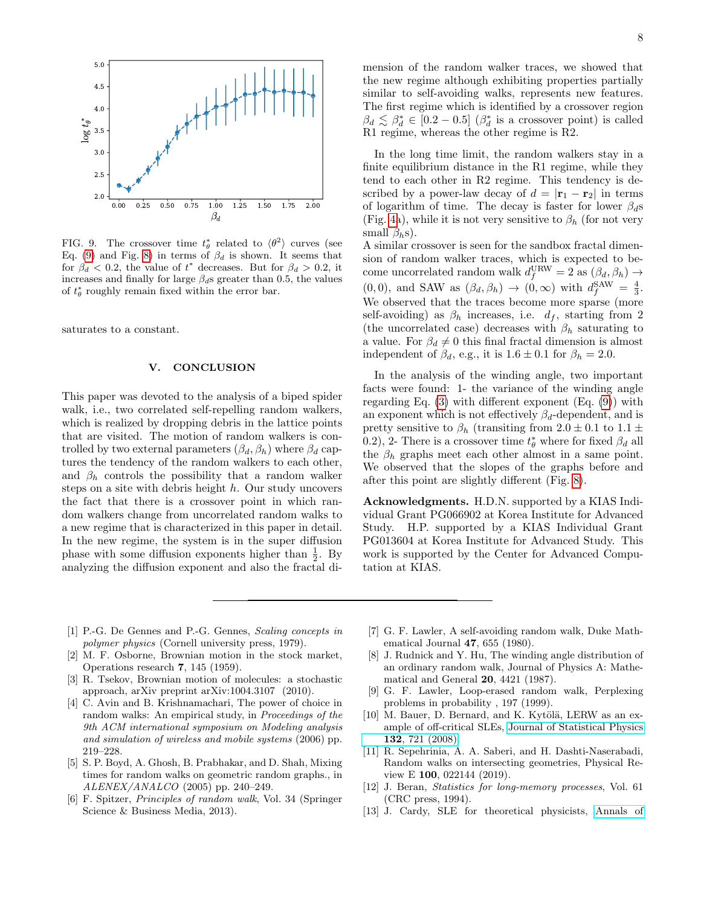FIG. 9. The crossover time $t_\theta^*$ related to $\langle\theta^2\rangle$ curves (see Eq. (9) and Fig. 8) in terms of $\beta_d$ is shown. It seems that for $\beta_d < 0.2$, the value of $t^*$ decreases. But for $\beta_d > 0.2$, it increases and finally for large $\beta_d$s greater than 0.5, the values of $t_\theta^*$ roughly remain fixed within the error bar.

saturates to a constant.

## V. CONCLUSION

This paper was devoted to the analysis of a biped spider walk, i.e., two correlated self-repelling random walkers, which is realized by dropping debris in the lattice points that are visited. The motion of random walkers is controlled by two external parameters $(\beta_d, \beta_h)$ where $\beta_d$ captures the tendency of the random walkers to each other, and $\beta_h$ controls the possibility that a random walker steps on a site with debris height $h$. Our study uncovers the fact that there is a crossover point in which random walkers change from uncorrelated random walks to a new regime that is characterized in this paper in detail. In the new regime, the system is in the super diffusion phase with some diffusion exponents higher than $\frac{1}{2}$. By analyzing the diffusion exponent and also the fractal dimension of the random walker traces, we showed that the new regime although exhibiting properties partially similar to self-avoiding walks, represents new features. The first regime which is identified by a crossover region $\beta_d \lesssim \beta_d^* \in [0.2-0.5]$ ($\beta_d^*$ is a crossover point) is called R1 regime, whereas the other regime is R2.

In the long time limit, the random walkers stay in a finite equilibrium distance in the R1 regime, while they tend to each other in R2 regime. This tendency is described by a power-law decay of $d = |\mathbf{r}_1 - \mathbf{r}_2|$ in terms of logarithm of time. The decay is faster for lower $\beta_d$s (Fig. 4a), while it is not very sensitive to $\beta_h$ (for not very small $\beta_h$s).
A similar crossover is seen for the sandbox fractal dimension of random walker traces, which is expected to become uncorrelated random walk $d_f^{\text{URW}} = 2$ as $(\beta_d, \beta_h) \to (0, 0)$, and SAW as $(\beta_d, \beta_h) \to (0, \infty)$ with $d_f^{\text{SAW}} = \frac{4}{3}$. We observed that the traces become more sparse (more self-avoiding) as $\beta_h$ increases, i.e. $d_f$, starting from 2 (the uncorrelated case) decreases with $\beta_h$ saturating to a value. For $\beta_d \neq 0$ this final fractal dimension is almost independent of $\beta_d$, e.g., it is $1.6 \pm 0.1$ for $\beta_h = 2.0$.

In the analysis of the winding angle, two important facts were found: 1- the variance of the winding angle regarding Eq. (3) with different exponent (Eq. (9)) with an exponent which is not effectively $\beta_d$-dependent, and is pretty sensitive to $\beta_h$ (transiting from $2.0 \pm 0.1$ to $1.1 \pm 0.2$), 2- There is a crossover time $t_\theta^*$ where for fixed $\beta_d$ all the $\beta_h$ graphs meet each other almost in a same point. We observed that the slopes of the graphs before and after this point are slightly different (Fig. 8).

**Acknowledgments.** H.D.N. supported by a KIAS Individual Grant PG066902 at Korea Institute for Advanced Study. H.P. supported by a KIAS Individual Grant PG013604 at Korea Institute for Advanced Study. This work is supported by the Center for Advanced Computation at KIAS.

---

[1] P.-G. De Gennes and P.-G. Gennes, *Scaling concepts in polymer physics* (Cornell university press, 1979).
[2] M. F. Osborne, Brownian motion in the stock market, Operations research **7**, 145 (1959).
[3] R. Tsekov, Brownian motion of molecules: a stochastic approach, arXiv preprint arXiv:1004.3107 (2010).
[4] C. Avin and B. Krishnamachari, The power of choice in random walks: An empirical study, in *Proceedings of the 9th ACM international symposium on Modeling analysis and simulation of wireless and mobile systems* (2006) pp. 219–228.
[5] S. P. Boyd, A. Ghosh, B. Prabhakar, and D. Shah, Mixing times for random walks on geometric random graphs., in *ALENEX/ANALCO* (2005) pp. 240–249.
[6] F. Spitzer, *Principles of random walk*, Vol. 34 (Springer Science & Business Media, 2013).
[7] G. F. Lawler, A self-avoiding random walk, Duke Mathematical Journal **47**, 655 (1980).
[8] J. Rudnick and Y. Hu, The winding angle distribution of an ordinary random walk, Journal of Physics A: Mathematical and General **20**, 4421 (1987).
[9] G. F. Lawler, Loop-erased random walk, Perplexing problems in probability , 197 (1999).
[10] M. Bauer, D. Bernard, and K. Kytölä, LERW as an example of off-critical SLEs, Journal of Statistical Physics **132**, 721 (2008).
[11] R. Sepehrinia, A. A. Saberi, and H. Dashti-Naserabadi, Random walks on intersecting geometries, Physical Review E **100**, 022144 (2019).
[12] J. Beran, *Statistics for long-memory processes*, Vol. 61 (CRC press, 1994).
[13] J. Cardy, SLE for theoretical physicists, Annals of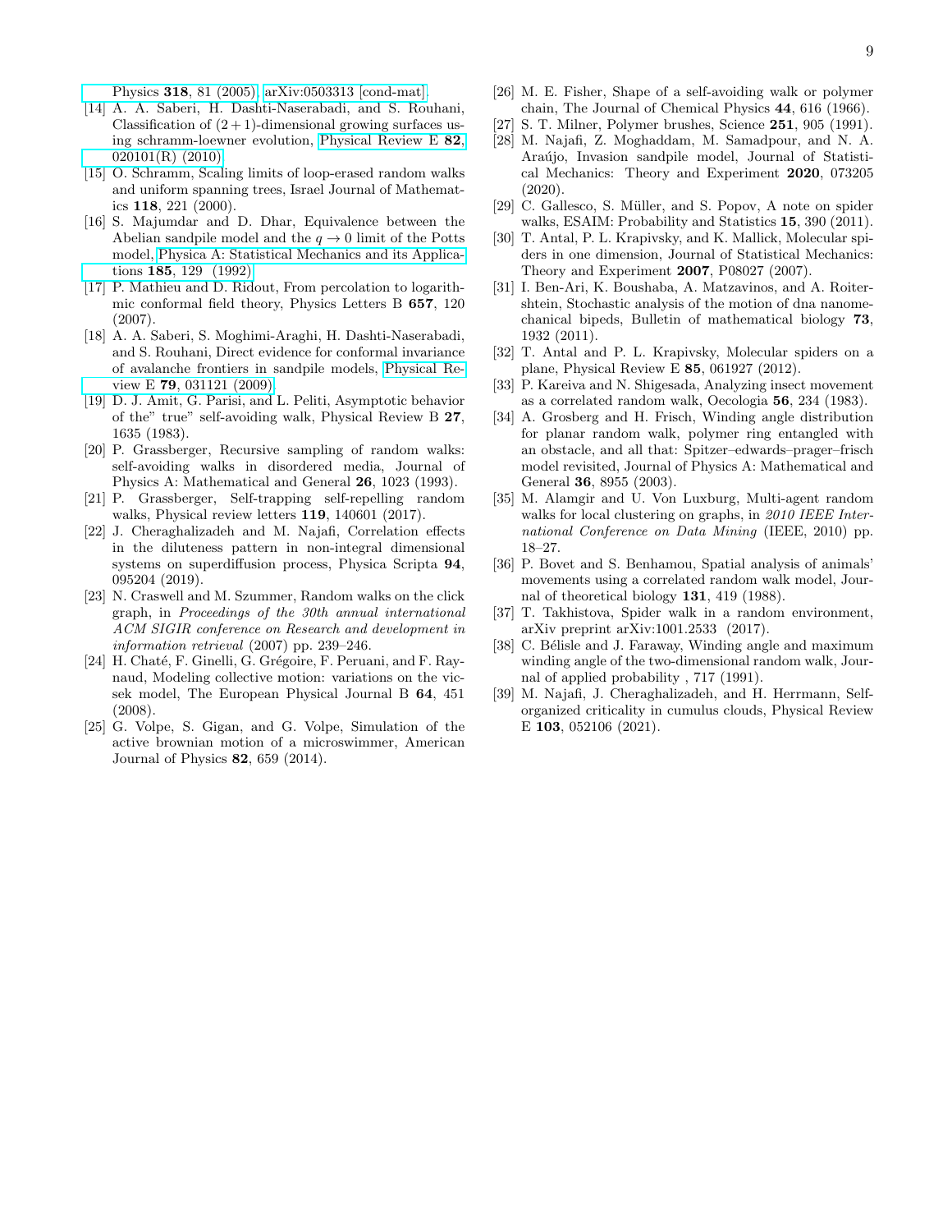Physics **318**, 81 (2005), arXiv:0503313 [cond-mat].

[14] A. A. Saberi, H. Dashti-Naserabadi, and S. Rouhani, Classification of $(2+1)$-dimensional growing surfaces using schramm-loewner evolution, Physical Review E **82**, 020101(R) (2010).

[15] O. Schramm, Scaling limits of loop-erased random walks and uniform spanning trees, Israel Journal of Mathematics **118**, 221 (2000).

[16] S. Majumdar and D. Dhar, Equivalence between the Abelian sandpile model and the $q \to 0$ limit of the Potts model, Physica A: Statistical Mechanics and its Applications **185**, 129 (1992).

[17] P. Mathieu and D. Ridout, From percolation to logarithmic conformal field theory, Physics Letters B **657**, 120 (2007).

[18] A. A. Saberi, S. Moghimi-Araghi, H. Dashti-Naserabadi, and S. Rouhani, Direct evidence for conformal invariance of avalanche frontiers in sandpile models, Physical Review E **79**, 031121 (2009).

[19] D. J. Amit, G. Parisi, and L. Peliti, Asymptotic behavior of the" true" self-avoiding walk, Physical Review B **27**, 1635 (1983).

[20] P. Grassberger, Recursive sampling of random walks: self-avoiding walks in disordered media, Journal of Physics A: Mathematical and General **26**, 1023 (1993).

[21] P. Grassberger, Self-trapping self-repelling random walks, Physical review letters **119**, 140601 (2017).

[22] J. Cheraghalizadeh and M. Najafi, Correlation effects in the diluteness pattern in non-integral dimensional systems on superdiffusion process, Physica Scripta **94**, 095204 (2019).

[23] N. Craswell and M. Szummer, Random walks on the click graph, in *Proceedings of the 30th annual international ACM SIGIR conference on Research and development in information retrieval* (2007) pp. 239–246.

[24] H. Chaté, F. Ginelli, G. Grégoire, F. Peruani, and F. Raynaud, Modeling collective motion: variations on the vicsek model, The European Physical Journal B **64**, 451 (2008).

[25] G. Volpe, S. Gigan, and G. Volpe, Simulation of the active brownian motion of a microswimmer, American Journal of Physics **82**, 659 (2014).

[26] M. E. Fisher, Shape of a self-avoiding walk or polymer chain, The Journal of Chemical Physics **44**, 616 (1966).

[27] S. T. Milner, Polymer brushes, Science **251**, 905 (1991).

[28] M. Najafi, Z. Moghaddam, M. Samadpour, and N. A. Araújo, Invasion sandpile model, Journal of Statistical Mechanics: Theory and Experiment **2020**, 073205 (2020).

[29] C. Gallesco, S. Müller, and S. Popov, A note on spider walks, ESAIM: Probability and Statistics **15**, 390 (2011).

[30] T. Antal, P. L. Krapivsky, and K. Mallick, Molecular spiders in one dimension, Journal of Statistical Mechanics: Theory and Experiment **2007**, P08027 (2007).

[31] I. Ben-Ari, K. Boushaba, A. Matzavinos, and A. Roitershtein, Stochastic analysis of the motion of dna nanomechanical bipeds, Bulletin of mathematical biology **73**, 1932 (2011).

[32] T. Antal and P. L. Krapivsky, Molecular spiders on a plane, Physical Review E **85**, 061927 (2012).

[33] P. Kareiva and N. Shigesada, Analyzing insect movement as a correlated random walk, Oecologia **56**, 234 (1983).

[34] A. Grosberg and H. Frisch, Winding angle distribution for planar random walk, polymer ring entangled with an obstacle, and all that: Spitzer–edwards–prager–frisch model revisited, Journal of Physics A: Mathematical and General **36**, 8955 (2003).

[35] M. Alamgir and U. Von Luxburg, Multi-agent random walks for local clustering on graphs, in *2010 IEEE International Conference on Data Mining* (IEEE, 2010) pp. 18–27.

[36] P. Bovet and S. Benhamou, Spatial analysis of animals' movements using a correlated random walk model, Journal of theoretical biology **131**, 419 (1988).

[37] T. Takhistova, Spider walk in a random environment, arXiv preprint arXiv:1001.2533 (2017).

[38] C. Bélisle and J. Faraway, Winding angle and maximum winding angle of the two-dimensional random walk, Journal of applied probability , 717 (1991).

[39] M. Najafi, J. Cheraghalizadeh, and H. Herrmann, Self-organized criticality in cumulus clouds, Physical Review E **103**, 052106 (2021).